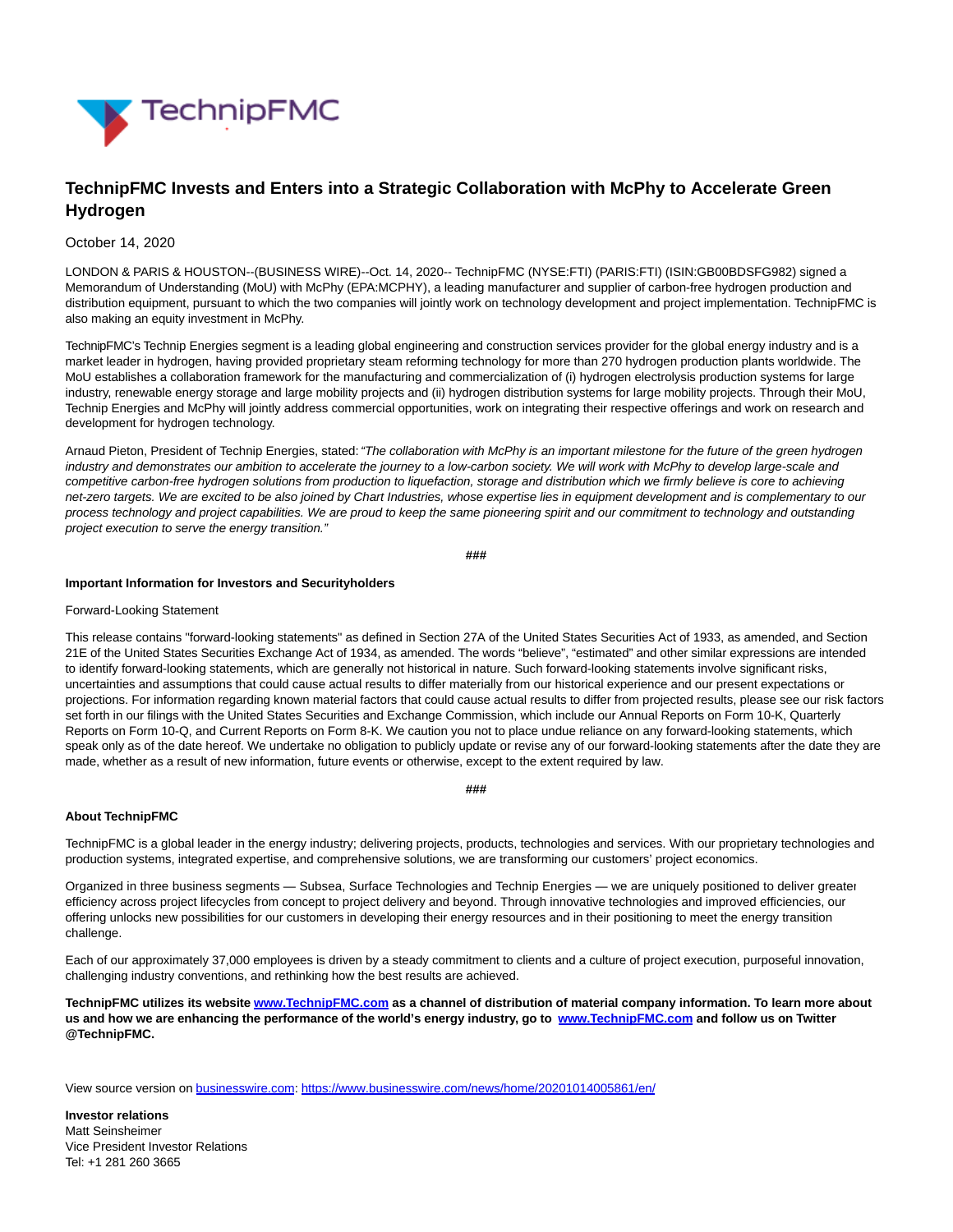# TechnipFMC Invests and Enters into a Strategic Collaboration with McPhy to Accelerate Green Hydrogen

October 14, 2020

LONDON & PARIS & HOUSTON--(BUSINESS WIRE)--Oct. 14, 2020-- TechnipFMC (NYSE:FTI) (PARIS:FTI) (ISIN:GB00BDSFG982) signed a Memorandum of Understanding (MoU) with McPhy (EPA:MCPHY), a leading manufacturer and supplier of carbon-free hydrogen production and distribution equipment, pursuant to which the two companies will jointly work on technology development and project implementation. TechnipFMC is also making an equity investment in McPhy.

TechnipFMC's Technip Energies segment is a leading global engineering and construction services provider for the global energy industry and is a market leader in hydrogen, having provided proprietary steam reforming technology for more than 270 hydrogen production plants worldwide. The MoU establishes a collaboration framework for the manufacturing and commercialization of (i) hydrogen electrolysis production systems for large industry, renewable energy storage and large mobility projects and (ii) hydrogen distribution systems for large mobility projects. Through their MoU, Technip Energies and McPhy will jointly address commercial opportunities, work on integrating their respective offerings and work on research and development for hydrogen technology.

Arnaud Pieton, President of Technip Energies, stated: *"The collaboration with McPhy is an important milestone for the future of the green hydrogen industry and demonstrates our ambition to accelerate the journey to a low-carbon society. We will work with McPhy to develop large-scale and competitive carbon-free hydrogen solutions from production to liquefaction, storage and distribution which we firmly believe is core to achieving net-zero targets. We are excited to be also joined by Chart Industries, whose expertise lies in equipment development and is complementary to our process technology and project capabilities. We are proud to keep the same pioneering spirit and our commitment to technology and outstanding project execution to serve the energy transition."*

###

**Important Information for Investors and Securityholders**

Forward-Looking Statement

This release contains "forward-looking statements" as defined in Section 27A of the United States Securities Act of 1933, as amended, and Section 21E of the United States Securities Exchange Act of 1934, as amended. The words "believe", "estimated" and other similar expressions are intended to identify forward-looking statements, which are generally not historical in nature. Such forward-looking statements involve significant risks, uncertainties and assumptions that could cause actual results to differ materially from our historical experience and our present expectations or projections. For information regarding known material factors that could cause actual results to differ from projected results, please see our risk factors set forth in our filings with the United States Securities and Exchange Commission, which include our Annual Reports on Form 10-K, Quarterly Reports on Form 10-Q, and Current Reports on Form 8-K. We caution you not to place undue reliance on any forward-looking statements, which speak only as of the date hereof. We undertake no obligation to publicly update or revise any of our forward-looking statements after the date they are made, whether as a result of new information, future events or otherwise, except to the extent required by law.

###

**About TechnipFMC**

TechnipFMC is a global leader in the energy industry; delivering projects, products, technologies and services. With our proprietary technologies and production systems, integrated expertise, and comprehensive solutions, we are transforming our customers' project economics.

Organized in three business segments — Subsea, Surface Technologies and Technip Energies — we are uniquely positioned to deliver greater efficiency across project lifecycles from concept to project delivery and beyond. Through innovative technologies and improved efficiencies, our offering unlocks new possibilities for our customers in developing their energy resources and in their positioning to meet the energy transition challenge.

Each of our approximately 37,000 employees is driven by a steady commitment to clients and a culture of project execution, purposeful innovation, challenging industry conventions, and rethinking how the best results are achieved.

**TechnipFMC utilizes its website www.TechnipFMC.com as a channel of distribution of material company information. To learn more about us and how we are enhancing the performance of the world's energy industry, go to www.TechnipFMC.com and follow us on Twitter @TechnipFMC.**

View source version on businesswire.com: https://www.businesswire.com/news/home/20201014005861/en/

**Investor relations**
Matt Seinsheimer
Vice President Investor Relations
Tel: +1 281 260 3665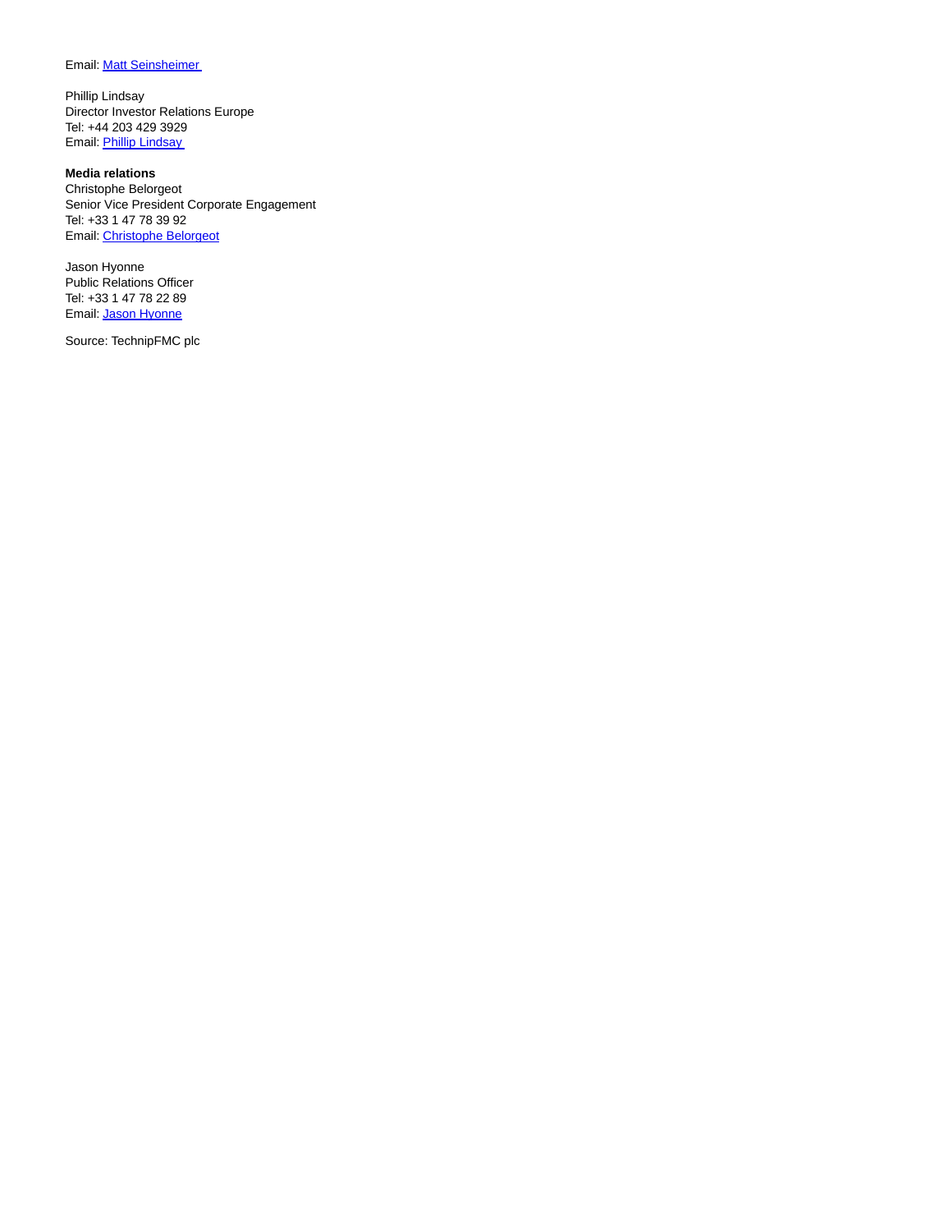Email: [Matt Seinsheimer]

Phillip Lindsay
Director Investor Relations Europe
Tel: +44 203 429 3929
Email: [Phillip Lindsay]

**Media relations**
Christophe Belorgeot
Senior Vice President Corporate Engagement
Tel: +33 1 47 78 39 92
Email: [Christophe Belorgeot]

Jason Hyonne
Public Relations Officer
Tel: +33 1 47 78 22 89
Email: [Jason Hyonne]

Source: TechnipFMC plc